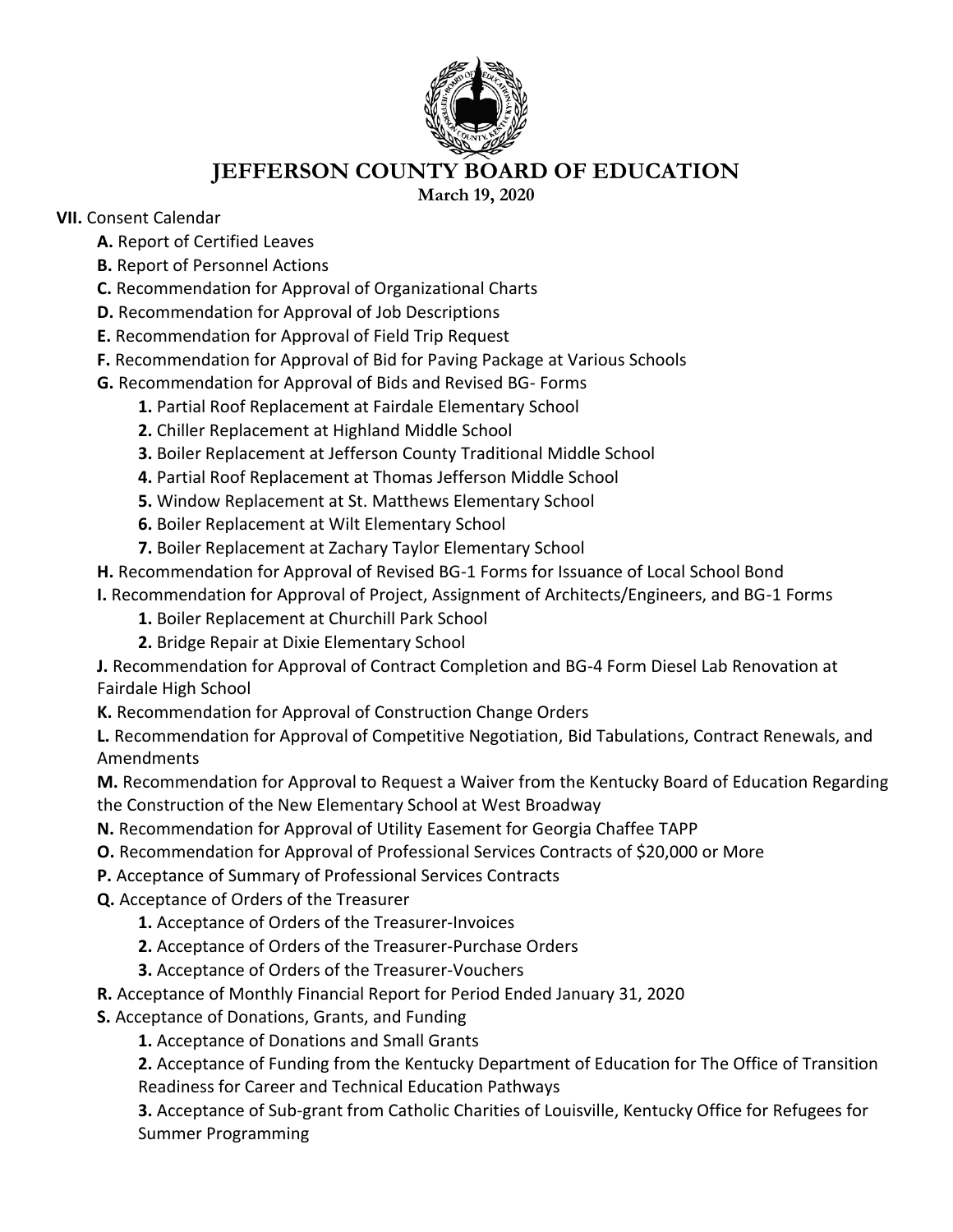# JEFFERSON COUNTY BOARD OF EDUCATION

**March 19, 2020**

**VII.** Consent Calendar

- **A.** Report of Certified Leaves
- **B.** Report of Personnel Actions
- **C.** Recommendation for Approval of Organizational Charts
- **D.** Recommendation for Approval of Job Descriptions
- **E.** Recommendation for Approval of Field Trip Request
- **F.** Recommendation for Approval of Bid for Paving Package at Various Schools
- **G.** Recommendation for Approval of Bids and Revised BG- Forms
  - **1.** Partial Roof Replacement at Fairdale Elementary School
  - **2.** Chiller Replacement at Highland Middle School
  - **3.** Boiler Replacement at Jefferson County Traditional Middle School
  - **4.** Partial Roof Replacement at Thomas Jefferson Middle School
  - **5.** Window Replacement at St. Matthews Elementary School
  - **6.** Boiler Replacement at Wilt Elementary School
  - **7.** Boiler Replacement at Zachary Taylor Elementary School
- **H.** Recommendation for Approval of Revised BG-1 Forms for Issuance of Local School Bond
- **I.** Recommendation for Approval of Project, Assignment of Architects/Engineers, and BG-1 Forms
  - **1.** Boiler Replacement at Churchill Park School
  - **2.** Bridge Repair at Dixie Elementary School
- **J.** Recommendation for Approval of Contract Completion and BG-4 Form Diesel Lab Renovation at Fairdale High School
- **K.** Recommendation for Approval of Construction Change Orders
- **L.** Recommendation for Approval of Competitive Negotiation, Bid Tabulations, Contract Renewals, and Amendments
- **M.** Recommendation for Approval to Request a Waiver from the Kentucky Board of Education Regarding the Construction of the New Elementary School at West Broadway
- **N.** Recommendation for Approval of Utility Easement for Georgia Chaffee TAPP
- **O.** Recommendation for Approval of Professional Services Contracts of $20,000 or More
- **P.** Acceptance of Summary of Professional Services Contracts
- **Q.** Acceptance of Orders of the Treasurer
  - **1.** Acceptance of Orders of the Treasurer-Invoices
  - **2.** Acceptance of Orders of the Treasurer-Purchase Orders
  - **3.** Acceptance of Orders of the Treasurer-Vouchers
- **R.** Acceptance of Monthly Financial Report for Period Ended January 31, 2020
- **S.** Acceptance of Donations, Grants, and Funding
  - **1.** Acceptance of Donations and Small Grants
  - **2.** Acceptance of Funding from the Kentucky Department of Education for The Office of Transition Readiness for Career and Technical Education Pathways
  - **3.** Acceptance of Sub-grant from Catholic Charities of Louisville, Kentucky Office for Refugees for Summer Programming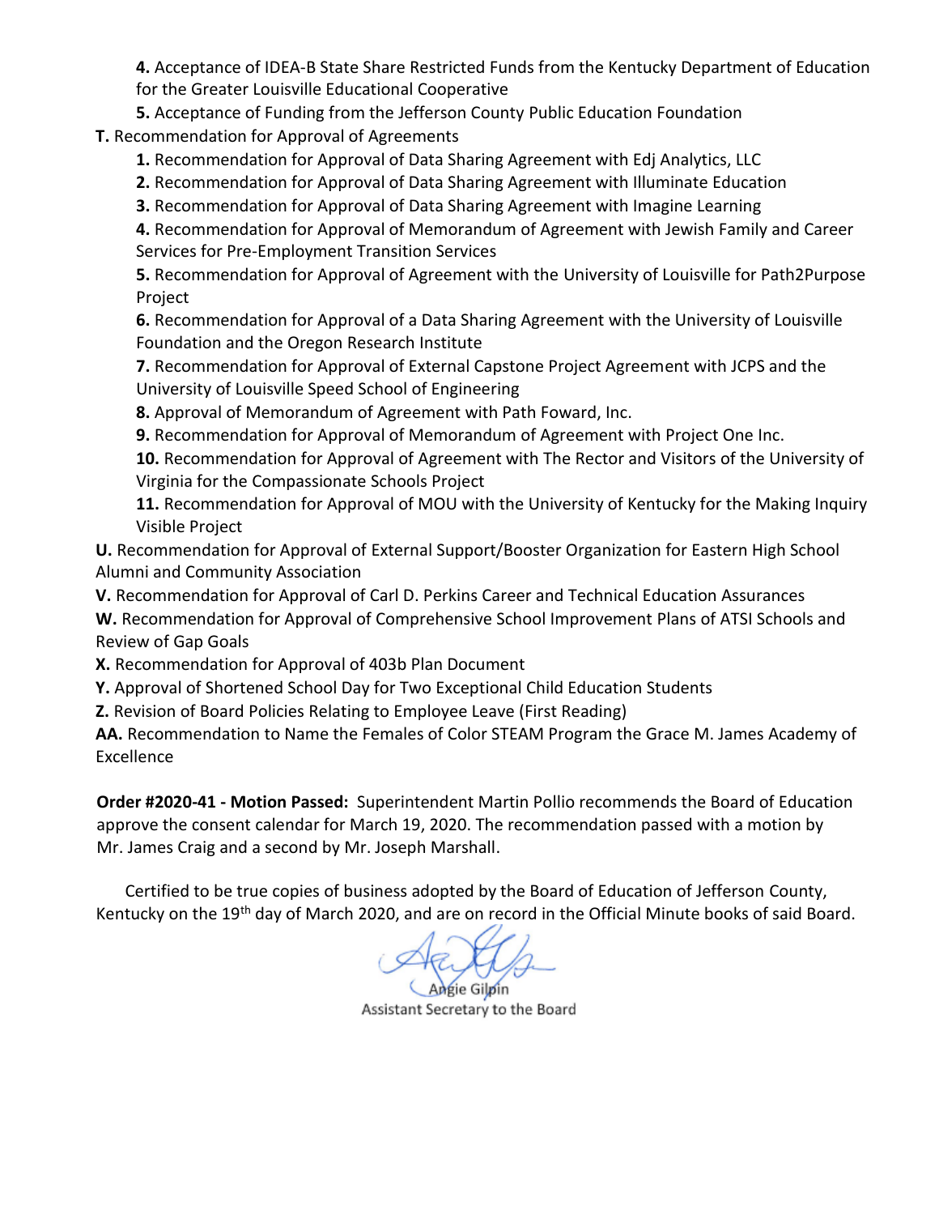**4.** Acceptance of IDEA-B State Share Restricted Funds from the Kentucky Department of Education for the Greater Louisville Educational Cooperative

**5.** Acceptance of Funding from the Jefferson County Public Education Foundation

**T.** Recommendation for Approval of Agreements

**1.** Recommendation for Approval of Data Sharing Agreement with Edj Analytics, LLC

**2.** Recommendation for Approval of Data Sharing Agreement with Illuminate Education

**3.** Recommendation for Approval of Data Sharing Agreement with Imagine Learning

**4.** Recommendation for Approval of Memorandum of Agreement with Jewish Family and Career Services for Pre-Employment Transition Services

**5.** Recommendation for Approval of Agreement with the University of Louisville for Path2Purpose Project

**6.** Recommendation for Approval of a Data Sharing Agreement with the University of Louisville Foundation and the Oregon Research Institute

**7.** Recommendation for Approval of External Capstone Project Agreement with JCPS and the University of Louisville Speed School of Engineering

**8.** Approval of Memorandum of Agreement with Path Foward, Inc.

**9.** Recommendation for Approval of Memorandum of Agreement with Project One Inc.

**10.** Recommendation for Approval of Agreement with The Rector and Visitors of the University of Virginia for the Compassionate Schools Project

**11.** Recommendation for Approval of MOU with the University of Kentucky for the Making Inquiry Visible Project

**U.** Recommendation for Approval of External Support/Booster Organization for Eastern High School Alumni and Community Association

**V.** Recommendation for Approval of Carl D. Perkins Career and Technical Education Assurances

**W.** Recommendation for Approval of Comprehensive School Improvement Plans of ATSI Schools and Review of Gap Goals

**X.** Recommendation for Approval of 403b Plan Document

**Y.** Approval of Shortened School Day for Two Exceptional Child Education Students

**Z.** Revision of Board Policies Relating to Employee Leave (First Reading)

**AA.** Recommendation to Name the Females of Color STEAM Program the Grace M. James Academy of Excellence

**Order #2020-41 - Motion Passed:** Superintendent Martin Pollio recommends the Board of Education approve the consent calendar for March 19, 2020. The recommendation passed with a motion by Mr. James Craig and a second by Mr. Joseph Marshall.

Certified to be true copies of business adopted by the Board of Education of Jefferson County, Kentucky on the 19th day of March 2020, and are on record in the Official Minute books of said Board.

Angie Gilpin
Assistant Secretary to the Board